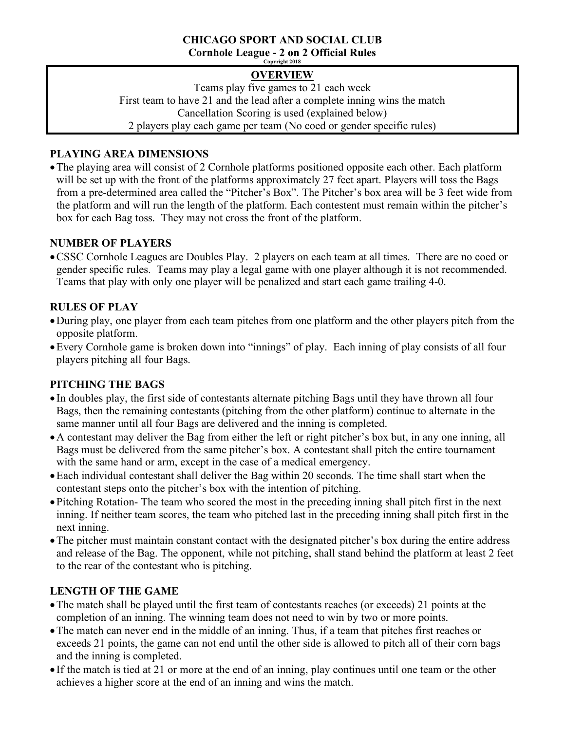# CHICAGO SPORT AND SOCIAL CLUB

## Cornhole League - 2 on 2 Official Rules

Copyright 2018

**OVERVIEW**

Teams play five games to 21 each week
First team to have 21 and the lead after a complete inning wins the match
Cancellation Scoring is used (explained below)
2 players play each game per team (No coed or gender specific rules)

### PLAYING AREA DIMENSIONS

- The playing area will consist of 2 Cornhole platforms positioned opposite each other. Each platform will be set up with the front of the platforms approximately 27 feet apart. Players will toss the Bags from a pre-determined area called the "Pitcher's Box". The Pitcher's box area will be 3 feet wide from the platform and will run the length of the platform. Each contestent must remain within the pitcher's box for each Bag toss. They may not cross the front of the platform.

### NUMBER OF PLAYERS

- CSSC Cornhole Leagues are Doubles Play. 2 players on each team at all times. There are no coed or gender specific rules. Teams may play a legal game with one player although it is not recommended. Teams that play with only one player will be penalized and start each game trailing 4-0.

### RULES OF PLAY

- During play, one player from each team pitches from one platform and the other players pitch from the opposite platform.
- Every Cornhole game is broken down into "innings" of play. Each inning of play consists of all four players pitching all four Bags.

### PITCHING THE BAGS

- In doubles play, the first side of contestants alternate pitching Bags until they have thrown all four Bags, then the remaining contestants (pitching from the other platform) continue to alternate in the same manner until all four Bags are delivered and the inning is completed.
- A contestant may deliver the Bag from either the left or right pitcher's box but, in any one inning, all Bags must be delivered from the same pitcher's box. A contestant shall pitch the entire tournament with the same hand or arm, except in the case of a medical emergency.
- Each individual contestant shall deliver the Bag within 20 seconds. The time shall start when the contestant steps onto the pitcher's box with the intention of pitching.
- Pitching Rotation- The team who scored the most in the preceding inning shall pitch first in the next inning. If neither team scores, the team who pitched last in the preceding inning shall pitch first in the next inning.
- The pitcher must maintain constant contact with the designated pitcher's box during the entire address and release of the Bag. The opponent, while not pitching, shall stand behind the platform at least 2 feet to the rear of the contestant who is pitching.

### LENGTH OF THE GAME

- The match shall be played until the first team of contestants reaches (or exceeds) 21 points at the completion of an inning. The winning team does not need to win by two or more points.
- The match can never end in the middle of an inning. Thus, if a team that pitches first reaches or exceeds 21 points, the game can not end until the other side is allowed to pitch all of their corn bags and the inning is completed.
- If the match is tied at 21 or more at the end of an inning, play continues until one team or the other achieves a higher score at the end of an inning and wins the match.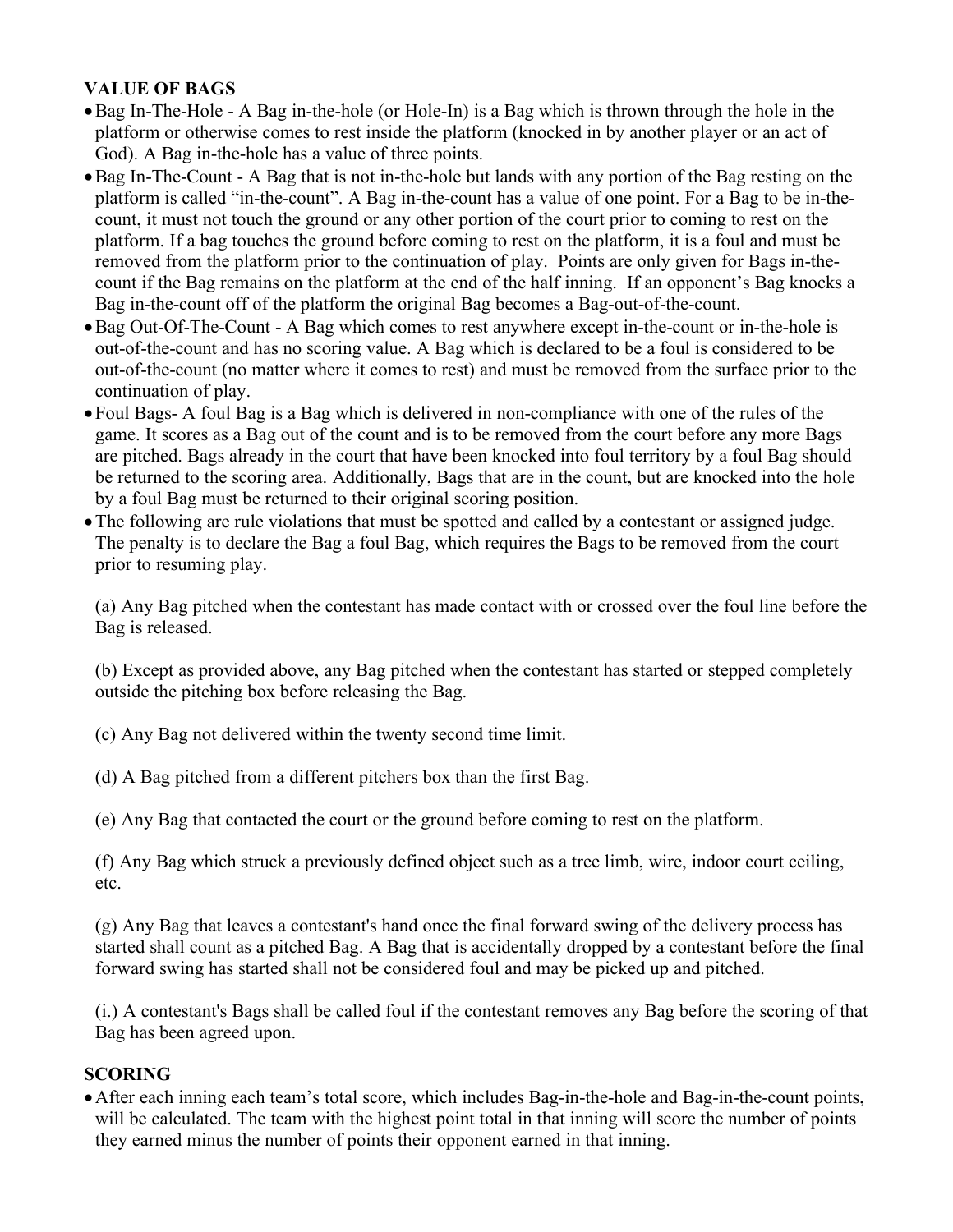**VALUE OF BAGS**

- Bag In-The-Hole - A Bag in-the-hole (or Hole-In) is a Bag which is thrown through the hole in the platform or otherwise comes to rest inside the platform (knocked in by another player or an act of God). A Bag in-the-hole has a value of three points.
- Bag In-The-Count - A Bag that is not in-the-hole but lands with any portion of the Bag resting on the platform is called "in-the-count". A Bag in-the-count has a value of one point. For a Bag to be in-the-count, it must not touch the ground or any other portion of the court prior to coming to rest on the platform. If a bag touches the ground before coming to rest on the platform, it is a foul and must be removed from the platform prior to the continuation of play. Points are only given for Bags in-the-count if the Bag remains on the platform at the end of the half inning. If an opponent's Bag knocks a Bag in-the-count off of the platform the original Bag becomes a Bag-out-of-the-count.
- Bag Out-Of-The-Count - A Bag which comes to rest anywhere except in-the-count or in-the-hole is out-of-the-count and has no scoring value. A Bag which is declared to be a foul is considered to be out-of-the-count (no matter where it comes to rest) and must be removed from the surface prior to the continuation of play.
- Foul Bags- A foul Bag is a Bag which is delivered in non-compliance with one of the rules of the game. It scores as a Bag out of the count and is to be removed from the court before any more Bags are pitched. Bags already in the court that have been knocked into foul territory by a foul Bag should be returned to the scoring area. Additionally, Bags that are in the count, but are knocked into the hole by a foul Bag must be returned to their original scoring position.
- The following are rule violations that must be spotted and called by a contestant or assigned judge. The penalty is to declare the Bag a foul Bag, which requires the Bags to be removed from the court prior to resuming play.

  (a) Any Bag pitched when the contestant has made contact with or crossed over the foul line before the Bag is released.

  (b) Except as provided above, any Bag pitched when the contestant has started or stepped completely outside the pitching box before releasing the Bag.

  (c) Any Bag not delivered within the twenty second time limit.

  (d) A Bag pitched from a different pitchers box than the first Bag.

  (e) Any Bag that contacted the court or the ground before coming to rest on the platform.

  (f) Any Bag which struck a previously defined object such as a tree limb, wire, indoor court ceiling, etc.

  (g) Any Bag that leaves a contestant's hand once the final forward swing of the delivery process has started shall count as a pitched Bag. A Bag that is accidentally dropped by a contestant before the final forward swing has started shall not be considered foul and may be picked up and pitched.

  (i.) A contestant's Bags shall be called foul if the contestant removes any Bag before the scoring of that Bag has been agreed upon.

**SCORING**

- After each inning each team's total score, which includes Bag-in-the-hole and Bag-in-the-count points, will be calculated. The team with the highest point total in that inning will score the number of points they earned minus the number of points their opponent earned in that inning.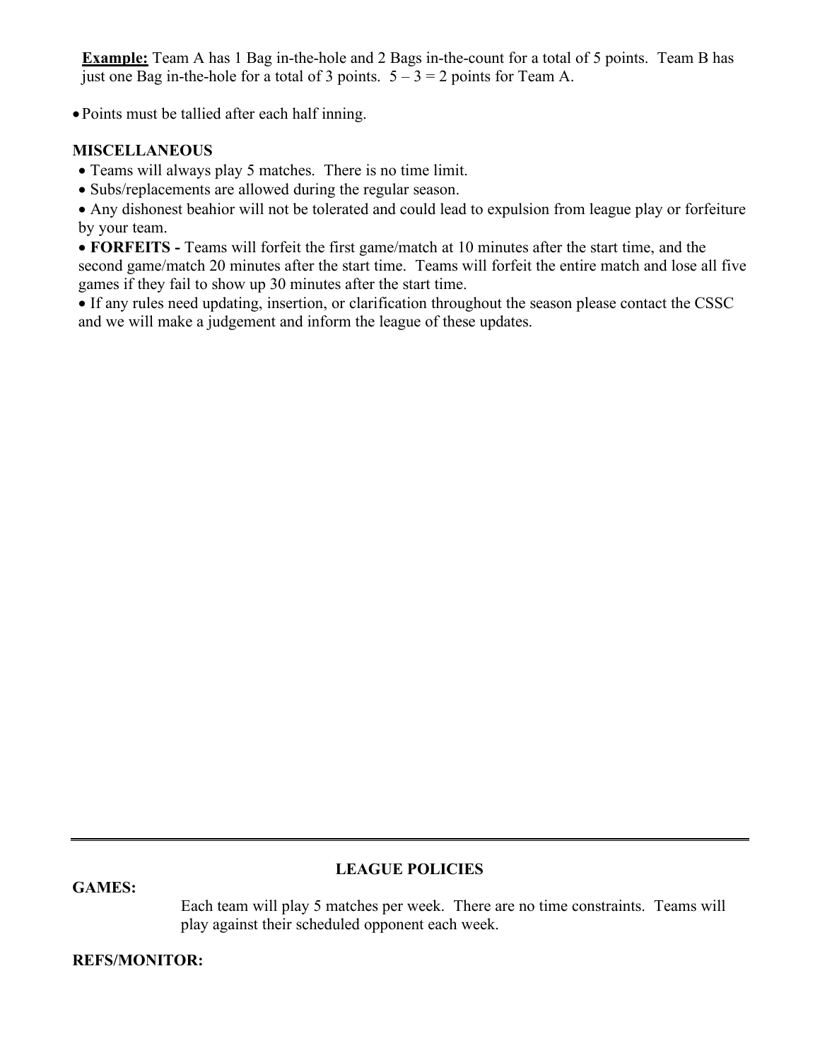**Example:** Team A has 1 Bag in-the-hole and 2 Bags in-the-count for a total of 5 points. Team B has just one Bag in-the-hole for a total of 3 points. 5 – 3 = 2 points for Team A.

- Points must be tallied after each half inning.

**MISCELLANEOUS**

- Teams will always play 5 matches. There is no time limit.
- Subs/replacements are allowed during the regular season.
- Any dishonest beahior will not be tolerated and could lead to expulsion from league play or forfeiture by your team.
- **FORFEITS -** Teams will forfeit the first game/match at 10 minutes after the start time, and the second game/match 20 minutes after the start time. Teams will forfeit the entire match and lose all five games if they fail to show up 30 minutes after the start time.
- If any rules need updating, insertion, or clarification throughout the season please contact the CSSC and we will make a judgement and inform the league of these updates.

---

**LEAGUE POLICIES**

**GAMES:**

Each team will play 5 matches per week. There are no time constraints. Teams will play against their scheduled opponent each week.

**REFS/MONITOR:**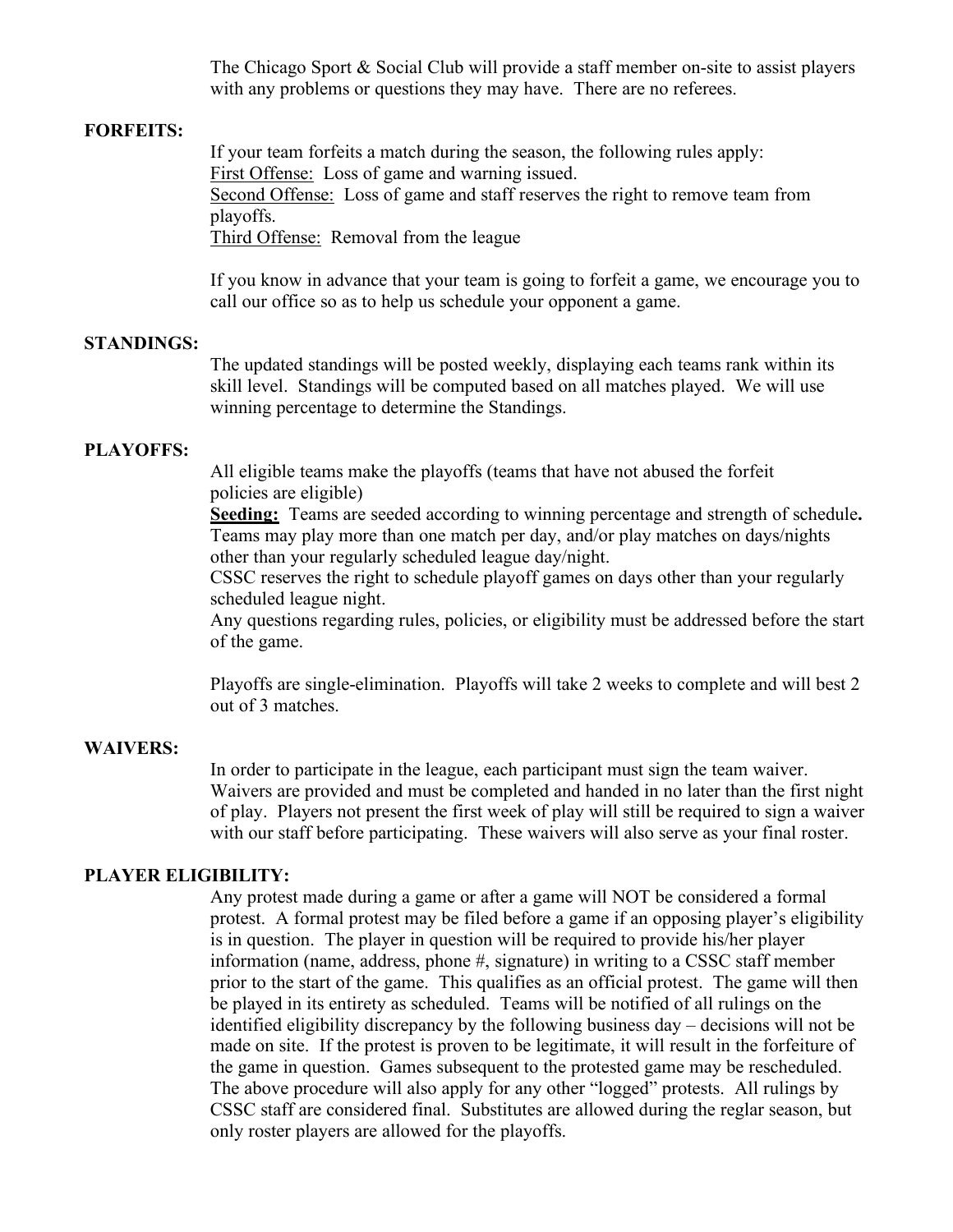The Chicago Sport & Social Club will provide a staff member on-site to assist players with any problems or questions they may have. There are no referees.

**FORFEITS:**

If your team forfeits a match during the season, the following rules apply:
First Offense: Loss of game and warning issued.
Second Offense: Loss of game and staff reserves the right to remove team from playoffs.
Third Offense: Removal from the league

If you know in advance that your team is going to forfeit a game, we encourage you to call our office so as to help us schedule your opponent a game.

**STANDINGS:**

The updated standings will be posted weekly, displaying each teams rank within its skill level. Standings will be computed based on all matches played. We will use winning percentage to determine the Standings.

**PLAYOFFS:**

All eligible teams make the playoffs (teams that have not abused the forfeit policies are eligible)
**Seeding:** Teams are seeded according to winning percentage and strength of schedule**.** Teams may play more than one match per day, and/or play matches on days/nights other than your regularly scheduled league day/night.
CSSC reserves the right to schedule playoff games on days other than your regularly scheduled league night.
Any questions regarding rules, policies, or eligibility must be addressed before the start of the game.

Playoffs are single-elimination. Playoffs will take 2 weeks to complete and will best 2 out of 3 matches.

**WAIVERS:**

In order to participate in the league, each participant must sign the team waiver. Waivers are provided and must be completed and handed in no later than the first night of play. Players not present the first week of play will still be required to sign a waiver with our staff before participating. These waivers will also serve as your final roster.

**PLAYER ELIGIBILITY:**

Any protest made during a game or after a game will NOT be considered a formal protest. A formal protest may be filed before a game if an opposing player's eligibility is in question. The player in question will be required to provide his/her player information (name, address, phone #, signature) in writing to a CSSC staff member prior to the start of the game. This qualifies as an official protest. The game will then be played in its entirety as scheduled. Teams will be notified of all rulings on the identified eligibility discrepancy by the following business day – decisions will not be made on site. If the protest is proven to be legitimate, it will result in the forfeiture of the game in question. Games subsequent to the protested game may be rescheduled. The above procedure will also apply for any other "logged" protests. All rulings by CSSC staff are considered final. Substitutes are allowed during the reglar season, but only roster players are allowed for the playoffs.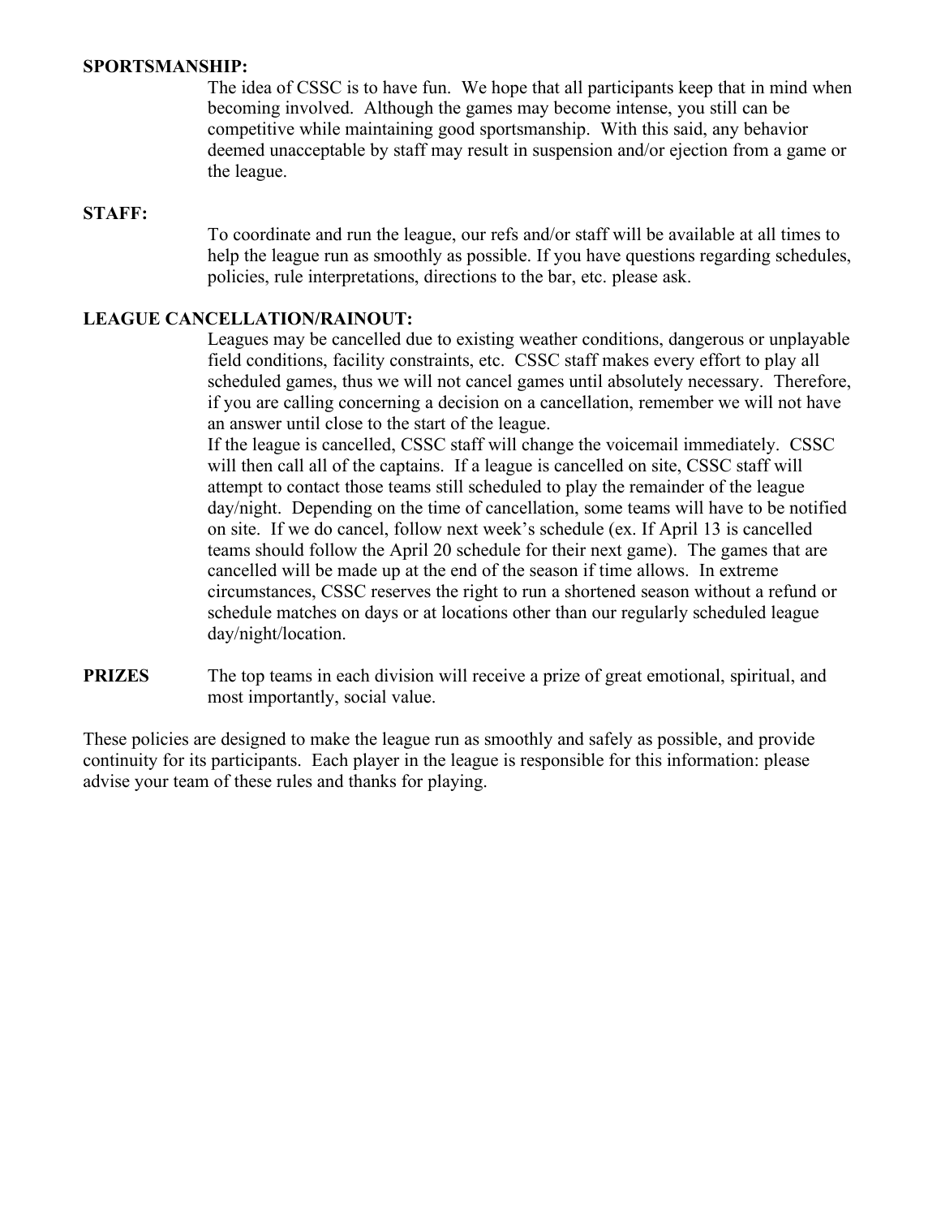**SPORTSMANSHIP:**

The idea of CSSC is to have fun. We hope that all participants keep that in mind when becoming involved. Although the games may become intense, you still can be competitive while maintaining good sportsmanship. With this said, any behavior deemed unacceptable by staff may result in suspension and/or ejection from a game or the league.

**STAFF:**

To coordinate and run the league, our refs and/or staff will be available at all times to help the league run as smoothly as possible. If you have questions regarding schedules, policies, rule interpretations, directions to the bar, etc. please ask.

**LEAGUE CANCELLATION/RAINOUT:**

Leagues may be cancelled due to existing weather conditions, dangerous or unplayable field conditions, facility constraints, etc. CSSC staff makes every effort to play all scheduled games, thus we will not cancel games until absolutely necessary. Therefore, if you are calling concerning a decision on a cancellation, remember we will not have an answer until close to the start of the league.

If the league is cancelled, CSSC staff will change the voicemail immediately. CSSC will then call all of the captains. If a league is cancelled on site, CSSC staff will attempt to contact those teams still scheduled to play the remainder of the league day/night. Depending on the time of cancellation, some teams will have to be notified on site. If we do cancel, follow next week's schedule (ex. If April 13 is cancelled teams should follow the April 20 schedule for their next game). The games that are cancelled will be made up at the end of the season if time allows. In extreme circumstances, CSSC reserves the right to run a shortened season without a refund or schedule matches on days or at locations other than our regularly scheduled league day/night/location.

**PRIZES** The top teams in each division will receive a prize of great emotional, spiritual, and most importantly, social value.

These policies are designed to make the league run as smoothly and safely as possible, and provide continuity for its participants. Each player in the league is responsible for this information: please advise your team of these rules and thanks for playing.